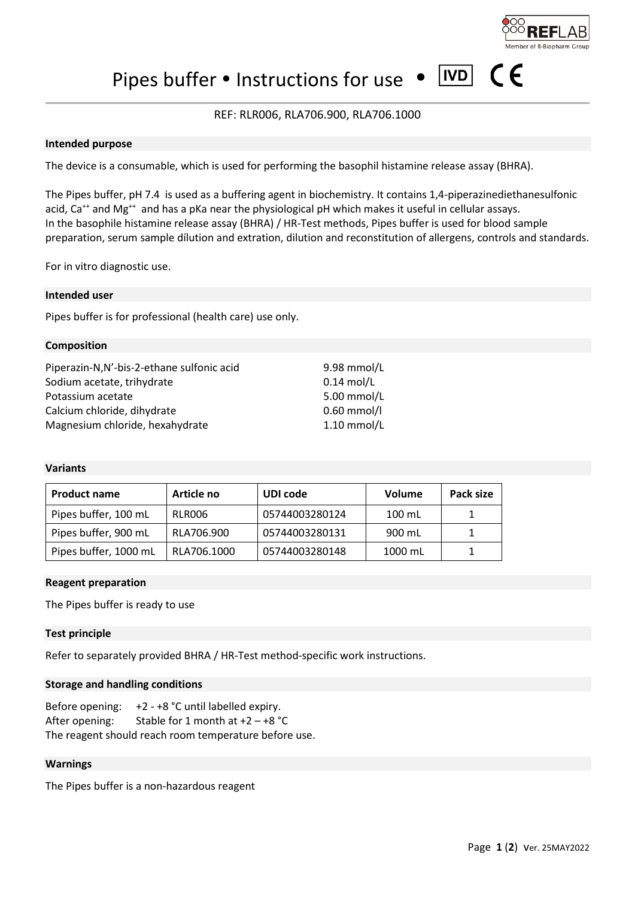# Pipes buffer • Instructions for use • IVD CE

REF: RLR006, RLA706.900, RLA706.1000

## Intended purpose

The device is a consumable, which is used for performing the basophil histamine release assay (BHRA).

The Pipes buffer, pH 7.4 is used as a buffering agent in biochemistry. It contains 1,4-piperazinediethanesulfonic acid, $Ca^{++}$ and $Mg^{++}$ and has a pKa near the physiological pH which makes it useful in cellular assays. In the basophile histamine release assay (BHRA) / HR-Test methods, Pipes buffer is used for blood sample preparation, serum sample dílution and extration, dilution and reconstitution of allergens, controls and standards.

For in vitro diagnostic use.

## Intended user

Pipes buffer is for professional (health care) use only.

## Composition

| | |
|---|---|
| Piperazin-N,N'-bis-2-ethane sulfonic acid | 9.98 mmol/L |
| Sodium acetate, trihydrate | 0.14 mol/L |
| Potassium acetate | 5.00 mmol/L |
| Calcium chloride, dihydrate | 0.60 mmol/l |
| Magnesium chloride, hexahydrate | 1.10 mmol/L |

## Variants

| Product name | Article no | UDI code | Volume | Pack size |
|---|---|---|---|---|
| Pipes buffer, 100 mL | RLR006 | 05744003280124 | 100 mL | 1 |
| Pipes buffer, 900 mL | RLA706.900 | 05744003280131 | 900 mL | 1 |
| Pipes buffer, 1000 mL | RLA706.1000 | 05744003280148 | 1000 mL | 1 |

## Reagent preparation

The Pipes buffer is ready to use

## Test principle

Refer to separately provided BHRA / HR-Test method-specific work instructions.

## Storage and handling conditions

Before opening: +2 - +8 °C until labelled expiry.
After opening: Stable for 1 month at +2 – +8 °C
The reagent should reach room temperature before use.

## Warnings

The Pipes buffer is a non-hazardous reagent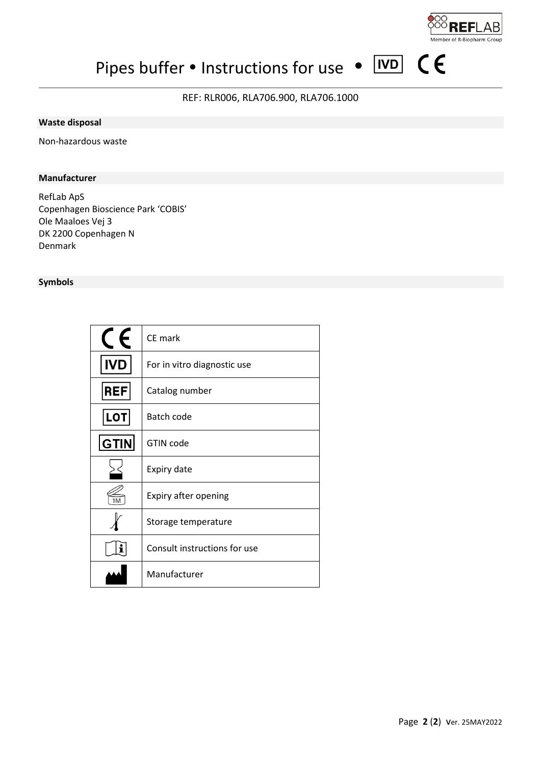# Pipes buffer • Instructions for use • IVD CE

REF: RLR006, RLA706.900, RLA706.1000

**Waste disposal**

Non-hazardous waste

**Manufacturer**

RefLab ApS
Copenhagen Bioscience Park 'COBIS'
Ole Maaloes Vej 3
DK 2200 Copenhagen N
Denmark

**Symbols**

| | |
|---|---|
| CE | CE mark |
| IVD | For in vitro diagnostic use |
| REF | Catalog number |
| LOT | Batch code |
| GTIN | GTIN code |
| | Expiry date |
| 1M | Expiry after opening |
| | Storage temperature |
| | Consult instructions for use |
| | Manufacturer |